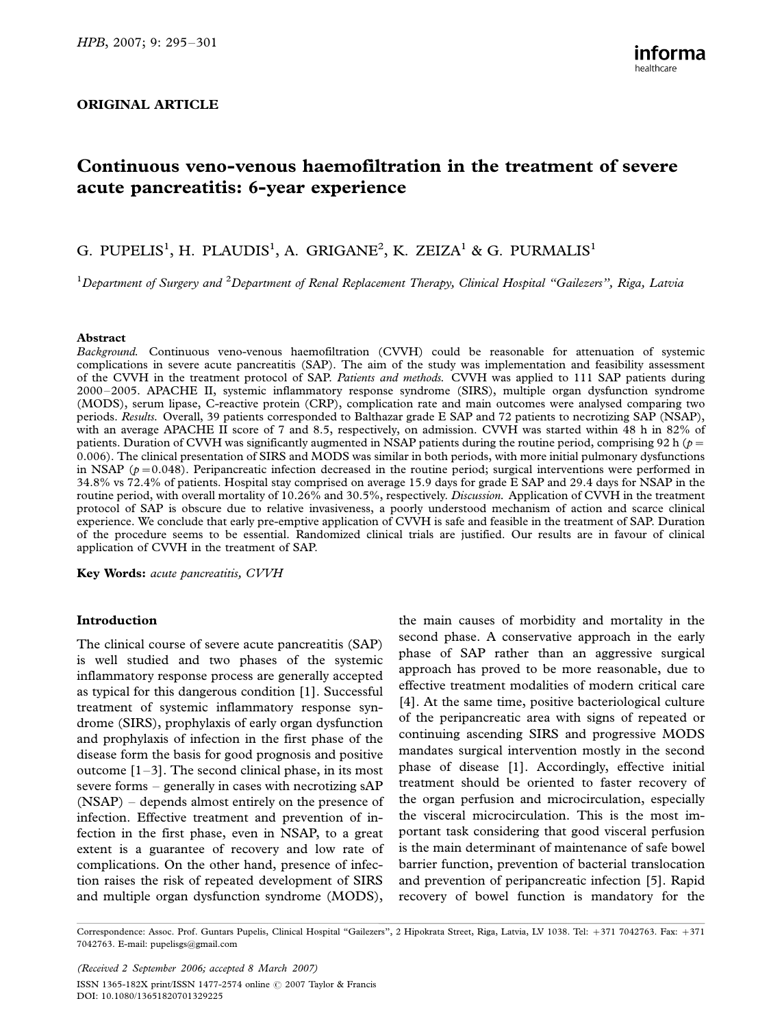ORIGINAL ARTICLE

# Continuous veno-venous haemofiltration in the treatment of severe acute pancreatitis: 6-year experience

G. PUPELIS[1], H. PLAUDIS[1], A. GRIGANE[2], K. ZEIZA[1] & G. PURMALIS[1]

[1]Department of Surgery and [2]Department of Renal Replacement Therapy, Clinical Hospital "Gailezers", Riga, Latvia

### Abstract

*Background.* Continuous veno-venous haemofiltration (CVVH) could be reasonable for attenuation of systemic complications in severe acute pancreatitis (SAP). The aim of the study was implementation and feasibility assessment of the CVVH in the treatment protocol of SAP. *Patients and methods.* CVVH was applied to 111 SAP patients during 2000–2005. APACHE II, systemic inflammatory response syndrome (SIRS), multiple organ dysfunction syndrome (MODS), serum lipase, C-reactive protein (CRP), complication rate and main outcomes were analysed comparing two periods. *Results.* Overall, 39 patients corresponded to Balthazar grade E SAP and 72 patients to necrotizing SAP (NSAP), with an average APACHE II score of 7 and 8.5, respectively, on admission. CVVH was started within 48 h in 82% of patients. Duration of CVVH was significantly augmented in NSAP patients during the routine period, comprising 92 h ($p = 0.006$). The clinical presentation of SIRS and MODS was similar in both periods, with more initial pulmonary dysfunctions in NSAP ($p = 0.048$). Peripancreatic infection decreased in the routine period; surgical interventions were performed in 34.8% vs 72.4% of patients. Hospital stay comprised on average 15.9 days for grade E SAP and 29.4 days for NSAP in the routine period, with overall mortality of 10.26% and 30.5%, respectively. *Discussion.* Application of CVVH in the treatment protocol of SAP is obscure due to relative invasiveness, a poorly understood mechanism of action and scarce clinical experience. We conclude that early pre-emptive application of CVVH is safe and feasible in the treatment of SAP. Duration of the procedure seems to be essential. Randomized clinical trials are justified. Our results are in favour of clinical application of CVVH in the treatment of SAP.

**Key Words:** *acute pancreatitis, CVVH*

## Introduction

The clinical course of severe acute pancreatitis (SAP) is well studied and two phases of the systemic inflammatory response process are generally accepted as typical for this dangerous condition [1]. Successful treatment of systemic inflammatory response syndrome (SIRS), prophylaxis of early organ dysfunction and prophylaxis of infection in the first phase of the disease form the basis for good prognosis and positive outcome [1–3]. The second clinical phase, in its most severe forms – generally in cases with necrotizing sAP (NSAP) – depends almost entirely on the presence of infection. Effective treatment and prevention of infection in the first phase, even in NSAP, to a great extent is a guarantee of recovery and low rate of complications. On the other hand, presence of infection raises the risk of repeated development of SIRS and multiple organ dysfunction syndrome (MODS), the main causes of morbidity and mortality in the second phase. A conservative approach in the early phase of SAP rather than an aggressive surgical approach has proved to be more reasonable, due to effective treatment modalities of modern critical care [4]. At the same time, positive bacteriological culture of the peripancreatic area with signs of repeated or continuing ascending SIRS and progressive MODS mandates surgical intervention mostly in the second phase of disease [1]. Accordingly, effective initial treatment should be oriented to faster recovery of the organ perfusion and microcirculation, especially the visceral microcirculation. This is the most important task considering that good visceral perfusion is the main determinant of maintenance of safe bowel barrier function, prevention of bacterial translocation and prevention of peripancreatic infection [5]. Rapid recovery of bowel function is mandatory for the

Correspondence: Assoc. Prof. Guntars Pupelis, Clinical Hospital "Gailezers", 2 Hipokrata Street, Riga, Latvia, LV 1038. Tel: +371 7042763. Fax: +371 7042763. E-mail: pupelisgs@gmail.com

(Received 2 September 2006; accepted 8 March 2007)

ISSN 1365-182X print/ISSN 1477-2574 online © 2007 Taylor & Francis
DOI: 10.1080/13651820701329225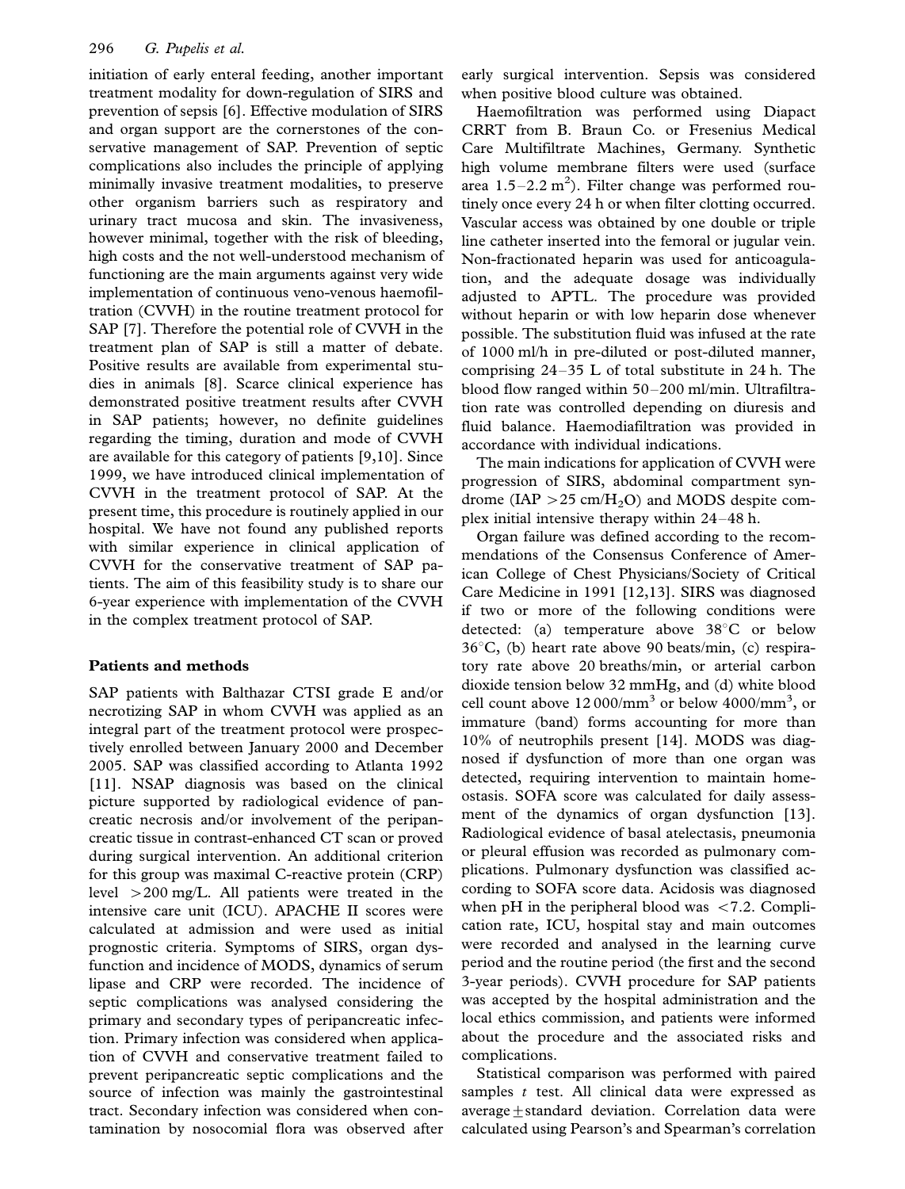initiation of early enteral feeding, another important treatment modality for down-regulation of SIRS and prevention of sepsis [6]. Effective modulation of SIRS and organ support are the cornerstones of the conservative management of SAP. Prevention of septic complications also includes the principle of applying minimally invasive treatment modalities, to preserve other organism barriers such as respiratory and urinary tract mucosa and skin. The invasiveness, however minimal, together with the risk of bleeding, high costs and the not well-understood mechanism of functioning are the main arguments against very wide implementation of continuous veno-venous haemofiltration (CVVH) in the routine treatment protocol for SAP [7]. Therefore the potential role of CVVH in the treatment plan of SAP is still a matter of debate. Positive results are available from experimental studies in animals [8]. Scarce clinical experience has demonstrated positive treatment results after CVVH in SAP patients; however, no definite guidelines regarding the timing, duration and mode of CVVH are available for this category of patients [9,10]. Since 1999, we have introduced clinical implementation of CVVH in the treatment protocol of SAP. At the present time, this procedure is routinely applied in our hospital. We have not found any published reports with similar experience in clinical application of CVVH for the conservative treatment of SAP patients. The aim of this feasibility study is to share our 6-year experience with implementation of the CVVH in the complex treatment protocol of SAP.

## Patients and methods

SAP patients with Balthazar CTSI grade E and/or necrotizing SAP in whom CVVH was applied as an integral part of the treatment protocol were prospectively enrolled between January 2000 and December 2005. SAP was classified according to Atlanta 1992 [11]. NSAP diagnosis was based on the clinical picture supported by radiological evidence of pancreatic necrosis and/or involvement of the peripancreatic tissue in contrast-enhanced CT scan or proved during surgical intervention. An additional criterion for this group was maximal C-reactive protein (CRP) level >200 mg/L. All patients were treated in the intensive care unit (ICU). APACHE II scores were calculated at admission and were used as initial prognostic criteria. Symptoms of SIRS, organ dysfunction and incidence of MODS, dynamics of serum lipase and CRP were recorded. The incidence of septic complications was analysed considering the primary and secondary types of peripancreatic infection. Primary infection was considered when application of CVVH and conservative treatment failed to prevent peripancreatic septic complications and the source of infection was mainly the gastrointestinal tract. Secondary infection was considered when contamination by nosocomial flora was observed after early surgical intervention. Sepsis was considered when positive blood culture was obtained.

Haemofiltration was performed using Diapact CRRT from B. Braun Co. or Fresenius Medical Care Multifiltrate Machines, Germany. Synthetic high volume membrane filters were used (surface area 1.5–2.2 $m^2$). Filter change was performed routinely once every 24 h or when filter clotting occurred. Vascular access was obtained by one double or triple line catheter inserted into the femoral or jugular vein. Non-fractionated heparin was used for anticoagulation, and the adequate dosage was individually adjusted to APTL. The procedure was provided without heparin or with low heparin dose whenever possible. The substitution fluid was infused at the rate of 1000 ml/h in pre-diluted or post-diluted manner, comprising 24–35 L of total substitute in 24 h. The blood flow ranged within 50–200 ml/min. Ultrafiltration rate was controlled depending on diuresis and fluid balance. Haemodiafiltration was provided in accordance with individual indications.

The main indications for application of CVVH were progression of SIRS, abdominal compartment syndrome (IAP >25 cm/$H_2O$) and MODS despite complex initial intensive therapy within 24–48 h.

Organ failure was defined according to the recommendations of the Consensus Conference of American College of Chest Physicians/Society of Critical Care Medicine in 1991 [12,13]. SIRS was diagnosed if two or more of the following conditions were detected: (a) temperature above 38°C or below 36°C, (b) heart rate above 90 beats/min, (c) respiratory rate above 20 breaths/min, or arterial carbon dioxide tension below 32 mmHg, and (d) white blood cell count above 12 000/$mm^3$ or below 4000/$mm^3$, or immature (band) forms accounting for more than 10% of neutrophils present [14]. MODS was diagnosed if dysfunction of more than one organ was detected, requiring intervention to maintain homeostasis. SOFA score was calculated for daily assessment of the dynamics of organ dysfunction [13]. Radiological evidence of basal atelectasis, pneumonia or pleural effusion was recorded as pulmonary complications. Pulmonary dysfunction was classified according to SOFA score data. Acidosis was diagnosed when pH in the peripheral blood was <7.2. Complication rate, ICU, hospital stay and main outcomes were recorded and analysed in the learning curve period and the routine period (the first and the second 3-year periods). CVVH procedure for SAP patients was accepted by the hospital administration and the local ethics commission, and patients were informed about the procedure and the associated risks and complications.

Statistical comparison was performed with paired samples *t* test. All clinical data were expressed as average ± standard deviation. Correlation data were calculated using Pearson's and Spearman's correlation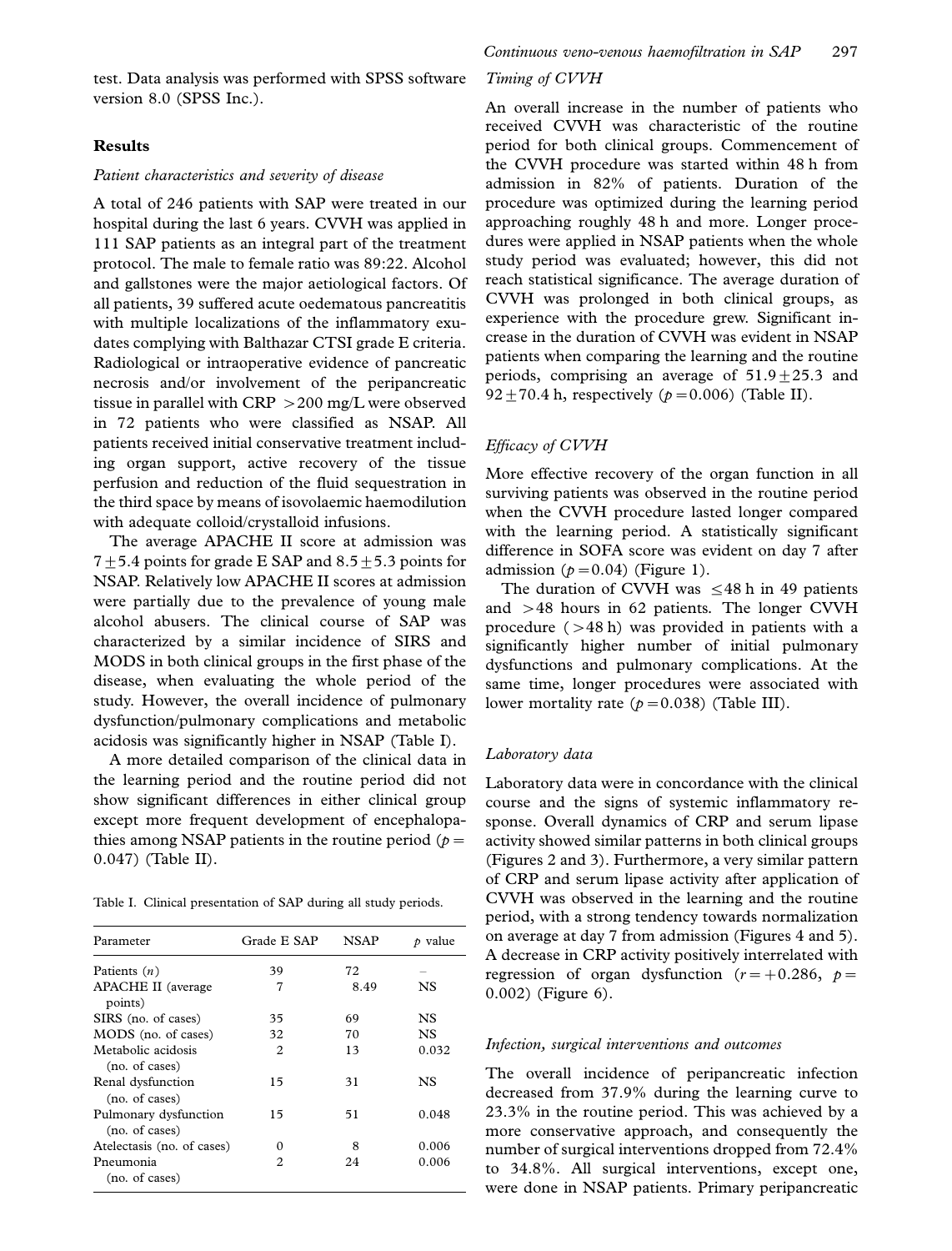test. Data analysis was performed with SPSS software version 8.0 (SPSS Inc.).

## Results

### *Patient characteristics and severity of disease*

A total of 246 patients with SAP were treated in our hospital during the last 6 years. CVVH was applied in 111 SAP patients as an integral part of the treatment protocol. The male to female ratio was 89:22. Alcohol and gallstones were the major aetiological factors. Of all patients, 39 suffered acute oedematous pancreatitis with multiple localizations of the inflammatory exudates complying with Balthazar CTSI grade E criteria. Radiological or intraoperative evidence of pancreatic necrosis and/or involvement of the peripancreatic tissue in parallel with CRP >200 mg/L were observed in 72 patients who were classified as NSAP. All patients received initial conservative treatment including organ support, active recovery of the tissue perfusion and reduction of the fluid sequestration in the third space by means of isovolaemic haemodilution with adequate colloid/crystalloid infusions.

The average APACHE II score at admission was $7 \pm 5.4$ points for grade E SAP and $8.5 \pm 5.3$ points for NSAP. Relatively low APACHE II scores at admission were partially due to the prevalence of young male alcohol abusers. The clinical course of SAP was characterized by a similar incidence of SIRS and MODS in both clinical groups in the first phase of the disease, when evaluating the whole period of the study. However, the overall incidence of pulmonary dysfunction/pulmonary complications and metabolic acidosis was significantly higher in NSAP (Table I).

A more detailed comparison of the clinical data in the learning period and the routine period did not show significant differences in either clinical group except more frequent development of encephalopathies among NSAP patients in the routine period ($p = 0.047$) (Table II).

Table I. Clinical presentation of SAP during all study periods.

| Parameter | Grade E SAP | NSAP | $p$ value |
|---|---|---|---|
| Patients ($n$) | 39 | 72 | – |
| APACHE II (average points) | 7 | 8.49 | NS |
| SIRS (no. of cases) | 35 | 69 | NS |
| MODS (no. of cases) | 32 | 70 | NS |
| Metabolic acidosis (no. of cases) | 2 | 13 | 0.032 |
| Renal dysfunction (no. of cases) | 15 | 31 | NS |
| Pulmonary dysfunction (no. of cases) | 15 | 51 | 0.048 |
| Atelectasis (no. of cases) | 0 | 8 | 0.006 |
| Pneumonia (no. of cases) | 2 | 24 | 0.006 |

### *Timing of CVVH*

An overall increase in the number of patients who received CVVH was characteristic of the routine period for both clinical groups. Commencement of the CVVH procedure was started within 48 h from admission in 82% of patients. Duration of the procedure was optimized during the learning period approaching roughly 48 h and more. Longer procedures were applied in NSAP patients when the whole study period was evaluated; however, this did not reach statistical significance. The average duration of CVVH was prolonged in both clinical groups, as experience with the procedure grew. Significant increase in the duration of CVVH was evident in NSAP patients when comparing the learning and the routine periods, comprising an average of $51.9 \pm 25.3$ and $92 \pm 70.4$ h, respectively ($p = 0.006$) (Table II).

### *Efficacy of CVVH*

More effective recovery of the organ function in all surviving patients was observed in the routine period when the CVVH procedure lasted longer compared with the learning period. A statistically significant difference in SOFA score was evident on day 7 after admission ($p = 0.04$) (Figure 1).

The duration of CVVH was $\leq 48$ h in 49 patients and >48 hours in 62 patients. The longer CVVH procedure (>48 h) was provided in patients with a significantly higher number of initial pulmonary dysfunctions and pulmonary complications. At the same time, longer procedures were associated with lower mortality rate ($p = 0.038$) (Table III).

### *Laboratory data*

Laboratory data were in concordance with the clinical course and the signs of systemic inflammatory response. Overall dynamics of CRP and serum lipase activity showed similar patterns in both clinical groups (Figures 2 and 3). Furthermore, a very similar pattern of CRP and serum lipase activity after application of CVVH was observed in the learning and the routine period, with a strong tendency towards normalization on average at day 7 from admission (Figures 4 and 5). A decrease in CRP activity positively interrelated with regression of organ dysfunction ($r = +0.286$, $p = 0.002$) (Figure 6).

### *Infection, surgical interventions and outcomes*

The overall incidence of peripancreatic infection decreased from 37.9% during the learning curve to 23.3% in the routine period. This was achieved by a more conservative approach, and consequently the number of surgical interventions dropped from 72.4% to 34.8%. All surgical interventions, except one, were done in NSAP patients. Primary peripancreatic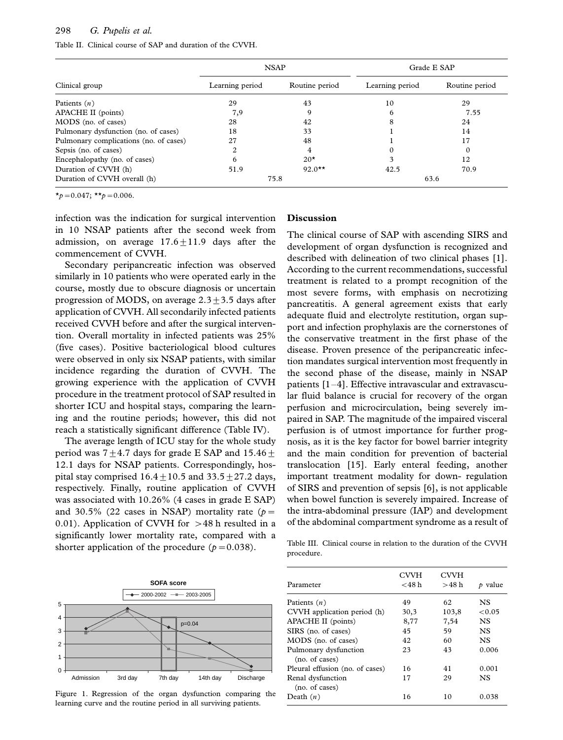Table II. Clinical course of SAP and duration of the CVVH.

| Clinical group | NSAP | | Grade E SAP | |
|---|---|---|---|---|
| | Learning period | Routine period | Learning period | Routine period |
| Patients ($n$) | 29 | 43 | 10 | 29 |
| APACHE II (points) | 7,9 | 9 | 6 | 7.55 |
| MODS (no. of cases) | 28 | 42 | 8 | 24 |
| Pulmonary dysfunction (no. of cases) | 18 | 33 | 1 | 14 |
| Pulmonary complications (no. of cases) | 27 | 48 | 1 | 17 |
| Sepsis (no. of cases) | 2 | 4 | 0 | 0 |
| Encephalopathy (no. of cases) | 6 | 20* | 3 | 12 |
| Duration of CVVH (h) | 51.9 | 92.0** | 42.5 | 70.9 |
| Duration of CVVH overall (h) | 75.8 | | 63.6 | |

*$p = 0.047$; **$p = 0.006$.

infection was the indication for surgical intervention in 10 NSAP patients after the second week from admission, on average $17.6 \pm 11.9$ days after the commencement of CVVH.

Secondary peripancreatic infection was observed similarly in 10 patients who were operated early in the course, mostly due to obscure diagnosis or uncertain progression of MODS, on average $2.3 \pm 3.5$ days after application of CVVH. All secondarily infected patients received CVVH before and after the surgical intervention. Overall mortality in infected patients was 25% (five cases). Positive bacteriological blood cultures were observed in only six NSAP patients, with similar incidence regarding the duration of CVVH. The growing experience with the application of CVVH procedure in the treatment protocol of SAP resulted in shorter ICU and hospital stays, comparing the learning and the routine periods; however, this did not reach a statistically significant difference (Table IV).

The average length of ICU stay for the whole study period was $7 \pm 4.7$ days for grade E SAP and $15.46 \pm 12.1$ days for NSAP patients. Correspondingly, hospital stay comprised $16.4 \pm 10.5$ and $33.5 \pm 27.2$ days, respectively. Finally, routine application of CVVH was associated with 10.26% (4 cases in grade E SAP) and 30.5% (22 cases in NSAP) mortality rate ($p = 0.01$). Application of CVVH for >48 h resulted in a significantly lower mortality rate, compared with a shorter application of the procedure ($p = 0.038$).

Figure 1. Regression of the organ dysfunction comparing the learning curve and the routine period in all surviving patients.

## Discussion

The clinical course of SAP with ascending SIRS and development of organ dysfunction is recognized and described with delineation of two clinical phases [1]. According to the current recommendations, successful treatment is related to a prompt recognition of the most severe forms, with emphasis on necrotizing pancreatitis. A general agreement exists that early adequate fluid and electrolyte restitution, organ support and infection prophylaxis are the cornerstones of the conservative treatment in the first phase of the disease. Proven presence of the peripancreatic infection mandates surgical intervention most frequently in the second phase of the disease, mainly in NSAP patients [1–4]. Effective intravascular and extravascular fluid balance is crucial for recovery of the organ perfusion and microcirculation, being severely impaired in SAP. The magnitude of the impaired visceral perfusion is of utmost importance for further prognosis, as it is the key factor for bowel barrier integrity and the main condition for prevention of bacterial translocation [15]. Early enteral feeding, another important treatment modality for down- regulation of SIRS and prevention of sepsis [6], is not applicable when bowel function is severely impaired. Increase of the intra-abdominal pressure (IAP) and development of the abdominal compartment syndrome as a result of

Table III. Clinical course in relation to the duration of the CVVH procedure.

| Parameter | CVVH <48 h | CVVH >48 h | $p$ value |
|---|---|---|---|
| Patients ($n$) | 49 | 62 | NS |
| CVVH application period (h) | 30,3 | 103,8 | <0.05 |
| APACHE II (points) | 8,77 | 7,54 | NS |
| SIRS (no. of cases) | 45 | 59 | NS |
| MODS (no. of cases) | 42 | 60 | NS |
| Pulmonary dysfunction (no. of cases) | 23 | 43 | 0.006 |
| Pleural effusion (no. of cases) | 16 | 41 | 0.001 |
| Renal dysfunction (no. of cases) | 17 | 29 | NS |
| Death ($n$) | 16 | 10 | 0.038 |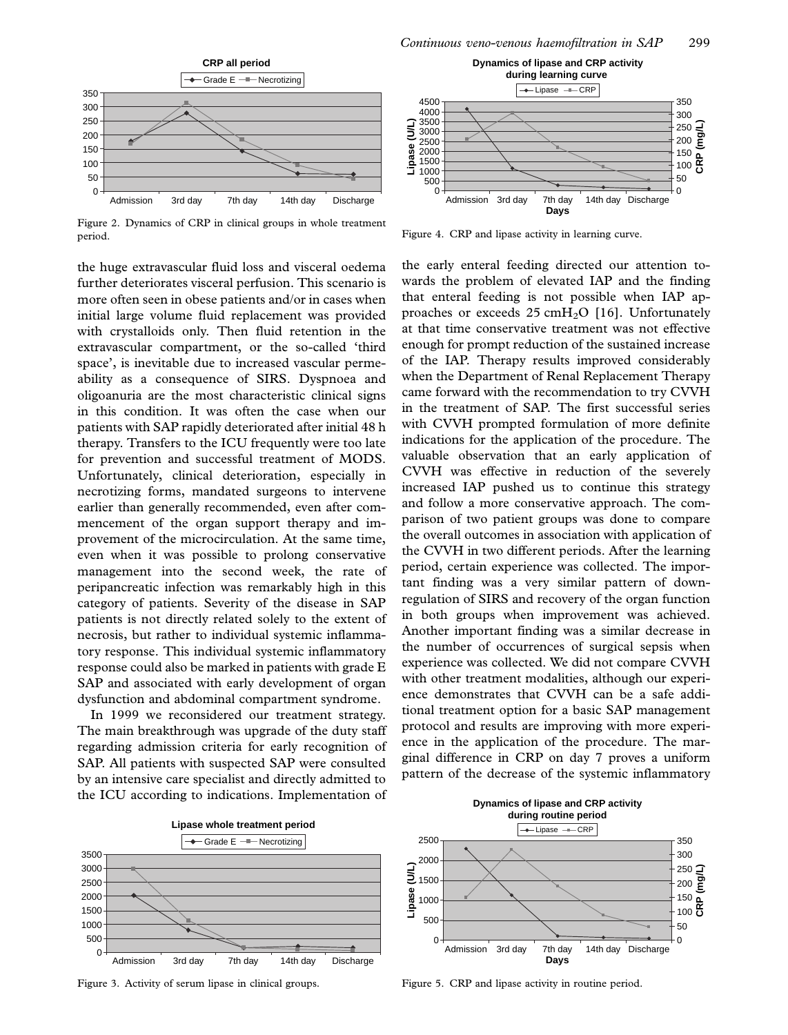Figure 2. Dynamics of CRP in clinical groups in whole treatment period.

Figure 3. Activity of serum lipase in clinical groups.

the huge extravascular fluid loss and visceral oedema further deteriorates visceral perfusion. This scenario is more often seen in obese patients and/or in cases when initial large volume fluid replacement was provided with crystalloids only. Then fluid retention in the extravascular compartment, or the so-called 'third space', is inevitable due to increased vascular permeability as a consequence of SIRS. Dyspnoea and oligoanuria are the most characteristic clinical signs in this condition. It was often the case when our patients with SAP rapidly deteriorated after initial 48 h therapy. Transfers to the ICU frequently were too late for prevention and successful treatment of MODS. Unfortunately, clinical deterioration, especially in necrotizing forms, mandated surgeons to intervene earlier than generally recommended, even after commencement of the organ support therapy and improvement of the microcirculation. At the same time, even when it was possible to prolong conservative management into the second week, the rate of peripancreatic infection was remarkably high in this category of patients. Severity of the disease in SAP patients is not directly related solely to the extent of necrosis, but rather to individual systemic inflammatory response. This individual systemic inflammatory response could also be marked in patients with grade E SAP and associated with early development of organ dysfunction and abdominal compartment syndrome.

In 1999 we reconsidered our treatment strategy. The main breakthrough was upgrade of the duty staff regarding admission criteria for early recognition of SAP. All patients with suspected SAP were consulted by an intensive care specialist and directly admitted to the ICU according to indications. Implementation of the early enteral feeding directed our attention towards the problem of elevated IAP and the finding that enteral feeding is not possible when IAP approaches or exceeds 25 cm$H_2O$ [16]. Unfortunately at that time conservative treatment was not effective enough for prompt reduction of the sustained increase of the IAP. Therapy results improved considerably when the Department of Renal Replacement Therapy came forward with the recommendation to try CVVH in the treatment of SAP. The first successful series with CVVH prompted formulation of more definite indications for the application of the procedure. The valuable observation that an early application of CVVH was effective in reduction of the severely increased IAP pushed us to continue this strategy and follow a more conservative approach. The comparison of two patient groups was done to compare the overall outcomes in association with application of the CVVH in two different periods. After the learning period, certain experience was collected. The important finding was a very similar pattern of downregulation of SIRS and recovery of the organ function in both groups when improvement was achieved. Another important finding was a similar decrease in the number of occurrences of surgical sepsis when experience was collected. We did not compare CVVH with other treatment modalities, although our experience demonstrates that CVVH can be a safe additional treatment option for a basic SAP management protocol and results are improving with more experience in the application of the procedure. The marginal difference in CRP on day 7 proves a uniform pattern of the decrease of the systemic inflammatory

Figure 4. CRP and lipase activity in learning curve.

Figure 5. CRP and lipase activity in routine period.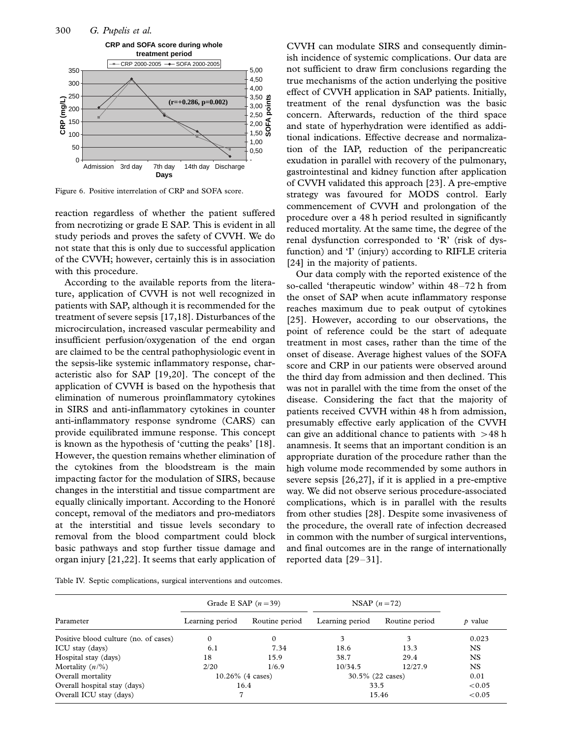CRP and SOFA score during whole treatment period

Figure 6. Positive interrelation of CRP and SOFA score.

reaction regardless of whether the patient suffered from necrotizing or grade E SAP. This is evident in all study periods and proves the safety of CVVH. We do not state that this is only due to successful application of the CVVH; however, certainly this is in association with this procedure.

According to the available reports from the literature, application of CVVH is not well recognized in patients with SAP, although it is recommended for the treatment of severe sepsis [17,18]. Disturbances of the microcirculation, increased vascular permeability and insufficient perfusion/oxygenation of the end organ are claimed to be the central pathophysiologic event in the sepsis-like systemic inflammatory response, characteristic also for SAP [19,20]. The concept of the application of CVVH is based on the hypothesis that elimination of numerous proinflammatory cytokines in SIRS and anti-inflammatory cytokines in counter anti-inflammatory response syndrome (CARS) can provide equilibrated immune response. This concept is known as the hypothesis of 'cutting the peaks' [18]. However, the question remains whether elimination of the cytokines from the bloodstream is the main impacting factor for the modulation of SIRS, because changes in the interstitial and tissue compartment are equally clinically important. According to the Honoré concept, removal of the mediators and pro-mediators at the interstitial and tissue levels secondary to removal from the blood compartment could block basic pathways and stop further tissue damage and organ injury [21,22]. It seems that early application of CVVH can modulate SIRS and consequently diminish incidence of systemic complications. Our data are not sufficient to draw firm conclusions regarding the true mechanisms of the action underlying the positive effect of CVVH application in SAP patients. Initially, treatment of the renal dysfunction was the basic concern. Afterwards, reduction of the third space and state of hyperhydration were identified as additional indications. Effective decrease and normalization of the IAP, reduction of the peripancreatic exudation in parallel with recovery of the pulmonary, gastrointestinal and kidney function after application of CVVH validated this approach [23]. A pre-emptive strategy was favoured for MODS control. Early commencement of CVVH and prolongation of the procedure over a 48 h period resulted in significantly reduced mortality. At the same time, the degree of the renal dysfunction corresponded to 'R' (risk of dysfunction) and 'I' (injury) according to RIFLE criteria [24] in the majority of patients.

Our data comply with the reported existence of the so-called 'therapeutic window' within 48–72 h from the onset of SAP when acute inflammatory response reaches maximum due to peak output of cytokines [25]. However, according to our observations, the point of reference could be the start of adequate treatment in most cases, rather than the time of the onset of disease. Average highest values of the SOFA score and CRP in our patients were observed around the third day from admission and then declined. This was not in parallel with the time from the onset of the disease. Considering the fact that the majority of patients received CVVH within 48 h from admission, presumably effective early application of the CVVH can give an additional chance to patients with >48 h anamnesis. It seems that an important condition is an appropriate duration of the procedure rather than the high volume mode recommended by some authors in severe sepsis [26,27], if it is applied in a pre-emptive way. We did not observe serious procedure-associated complications, which is in parallel with the results from other studies [28]. Despite some invasiveness of the procedure, the overall rate of infection decreased in common with the number of surgical interventions, and final outcomes are in the range of internationally reported data [29–31].

Table IV. Septic complications, surgical interventions and outcomes.

| Parameter | Grade E SAP ($n=39$) | | NSAP ($n=72$) | | $p$ value |
|---|---|---|---|---|---|
| | Learning period | Routine period | Learning period | Routine period | |
| Positive blood culture (no. of cases) | 0 | 0 | 3 | 3 | 0.023 |
| ICU stay (days) | 6.1 | 7.34 | 18.6 | 13.3 | NS |
| Hospital stay (days) | 18 | 15.9 | 38.7 | 29.4 | NS |
| Mortality ($n$/%) | 2/20 | 1/6.9 | 10/34.5 | 12/27.9 | NS |
| Overall mortality | 10.26% (4 cases) | | 30.5% (22 cases) | | 0.01 |
| Overall hospital stay (days) | 16.4 | | 33.5 | | <0.05 |
| Overall ICU stay (days) | 7 | | 15.46 | | <0.05 |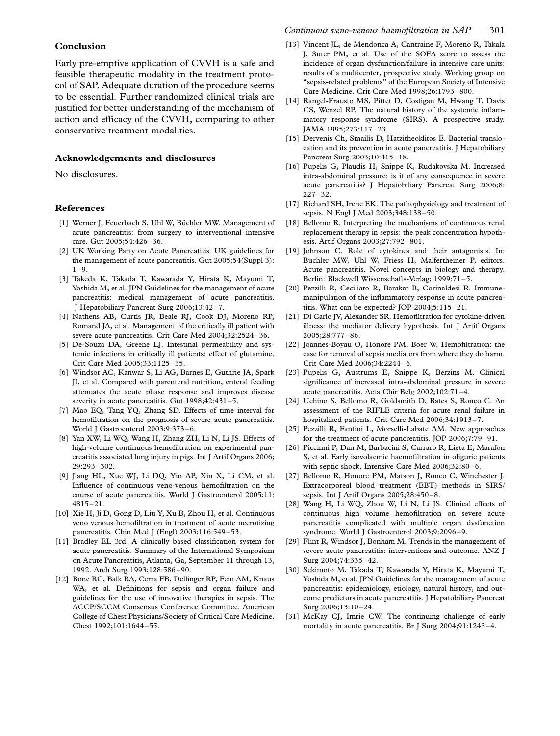## Conclusion

Early pre-emptive application of CVVH is a safe and feasible therapeutic modality in the treatment protocol of SAP. Adequate duration of the procedure seems to be essential. Further randomized clinical trials are justified for better understanding of the mechanism of action and efficacy of the CVVH, comparing to other conservative treatment modalities.

## Acknowledgements and disclosures

No disclosures.

## References

[1] Werner J, Feuerbach S, Uhl W, Büchler MW. Management of acute pancreatitis: from surgery to interventional intensive care. Gut 2005;54:426–36.

[2] UK Working Party on Acute Pancreatitis. UK guidelines for the management of acute pancreatitis. Gut 2005;54(Suppl 3): 1–9.

[3] Takeda K, Takada T, Kawarada Y, Hirata K, Mayumi T, Yoshida M, et al. JPN Guidelines for the management of acute pancreatitis: medical management of acute pancreatitis. J Hepatobiliary Pancreat Surg 2006;13:42–7.

[4] Nathens AB, Curtis JR, Beale RJ, Cook DJ, Moreno RP, Romand JA, et al. Management of the critically ill patient with severe acute pancreatitis. Crit Care Med 2004;32:2524–36.

[5] De-Souza DA, Greene LJ. Intestinal permeability and systemic infections in critically ill patients: effect of glutamine. Crit Care Med 2005;33:1125–35.

[6] Windsor AC, Kanwar S, Li AG, Barnes E, Guthrie JA, Spark JI, et al. Compared with parenteral nutrition, enteral feeding attenuates the acute phase response and improves disease severity in acute pancreatitis. Gut 1998;42:431–5.

[7] Mao EQ, Tang YQ, Zhang SD. Effects of time interval for hemofiltration on the prognosis of severe acute pancreatitis. World J Gastroenterol 2003;9:373–6.

[8] Yan XW, Li WQ, Wang H, Zhang ZH, Li N, Li JS. Effects of high-volume continuous hemofiltration on experimental pancreatitis associated lung injury in pigs. Int J Artif Organs 2006; 29:293–302.

[9] Jiang HL, Xue WJ, Li DQ, Yin AP, Xin X, Li CM, et al. Influence of continuous veno-venous hemofiltration on the course of acute pancreatitis. World J Gastroenterol 2005;11: 4815–21.

[10] Xie H, Ji D, Gong D, Liu Y, Xu B, Zhou H, et al. Continuous veno venous hemofiltration in treatment of acute necrotizing pancreatitis. Chin Med J (Engl) 2003;116:549–53.

[11] Bradley EL 3rd. A clinically based classification system for acute pancreatitis. Summary of the International Symposium on Acute Pancreatitis, Atlanta, Ga, September 11 through 13, 1992. Arch Surg 1993;128:586–90.

[12] Bone RC, Balk RA, Cerra FB, Dellinger RP, Fein AM, Knaus WA, et al. Definitions for sepsis and organ failure and guidelines for the use of innovative therapies in sepsis. The ACCP/SCCM Consensus Conference Committee. American College of Chest Physicians/Society of Critical Care Medicine. Chest 1992;101:1644–55.

[13] Vincent JL, de Mendonca A, Cantraine F, Moreno R, Takala J, Suter PM, et al. Use of the SOFA score to assess the incidence of organ dysfunction/failure in intensive care units: results of a multicenter, prospective study. Working group on "sepsis-related problems" of the European Society of Intensive Care Medicine. Crit Care Med 1998;26:1793–800.

[14] Rangel-Frausto MS, Pittet D, Costigan M, Hwang T, Davis CS, Wenzel RP. The natural history of the systemic inflammatory response syndrome (SIRS). A prospective study. JAMA 1995;273:117–23.

[15] Dervenis Ch, Smailis D, Hatzitheoklitos E. Bacterial translocation and its prevention in acute pancreatitis. J Hepatobiliary Pancreat Surg 2003;10:415–18.

[16] Pupelis G, Plaudis H, Snippe K, Rudakovska M. Increased intra-abdominal pressure: is it of any consequence in severe acute pancreatitis? J Hepatobiliary Pancreat Surg 2006;8: 227–32.

[17] Richard SH, Irene EK. The pathophysiology and treatment of sepsis. N Engl J Med 2003;348:138–50.

[18] Bellomo R. Interpreting the mechanisms of continuous renal replacement therapy in sepsis: the peak concentration hypothesis. Artif Organs 2003;27:792–801.

[19] Johnson C. Role of cytokines and their antagonists. In: Buchler MW, Uhl W, Friess H, Malfertheiner P, editors. Acute pancreatitis. Novel concepts in biology and therapy. Berlin: Blackwell Wissenschafts-Verlag; 1999:71–5.

[20] Pezzilli R, Ceciliato R, Barakat B, Corinaldesi R. Immune-manipulation of the inflammatory response in acute pancreatitis. What can be expected? JOP 2004;5:115–21.

[21] Di Carlo JV, Alexander SR. Hemofiltration for cytokine-driven illness: the mediator delivery hypothesis. Int J Artif Organs 2005;28:777–86.

[22] Joannes-Boyau O, Honore PM, Boer W. Hemofiltration: the case for removal of sepsis mediators from where they do harm. Crit Care Med 2006;34:2244–6.

[23] Pupelis G, Austrums E, Snippe K, Berzins M. Clinical significance of increased intra-abdominal pressure in severe acute pancreatitis. Acta Chir Belg 2002;102:71–4.

[24] Uchino S, Bellomo R, Goldsmith D, Bates S, Ronco C. An assessment of the RIFLE criteria for acute renal failure in hospitalized patients. Crit Care Med 2006;34:1913–7.

[25] Pezzilli R, Fantini L, Morselli-Labate AM. New approaches for the treatment of acute pancreatitis. JOP 2006;7:79–91.

[26] Piccinni P, Dan M, Barbacini S, Carraro R, Lieta E, Marafon S, et al. Early isovolaemic haemofiltration in oliguric patients with septic shock. Intensive Care Med 2006;32:80–6.

[27] Bellomo R, Honore PM, Matson J, Ronco C, Winchester J. Extracorporeal blood treatment (EBT) methods in SIRS/sepsis. Int J Artif Organs 2005;28:450–8.

[28] Wang H, Li WQ, Zhou W, Li N, Li JS. Clinical effects of continuous high volume hemofiltration on severe acute pancreatitis complicated with multiple organ dysfunction syndrome. World J Gastroenterol 2003;9:2096–9.

[29] Flint R, Windsor J, Bonham M. Trends in the management of severe acute pancreatitis: interventions and outcome. ANZ J Surg 2004;74:335–42.

[30] Sekimoto M, Takada T, Kawarada Y, Hirata K, Mayumi T, Yoshida M, et al. JPN Guidelines for the management of acute pancreatitis: epidemiology, etiology, natural history, and outcome predictors in acute pancreatitis. J Hepatobiliary Pancreat Surg 2006;13:10–24.

[31] McKay CJ, Imrie CW. The continuing challenge of early mortality in acute pancreatitis. Br J Surg 2004;91:1243–4.